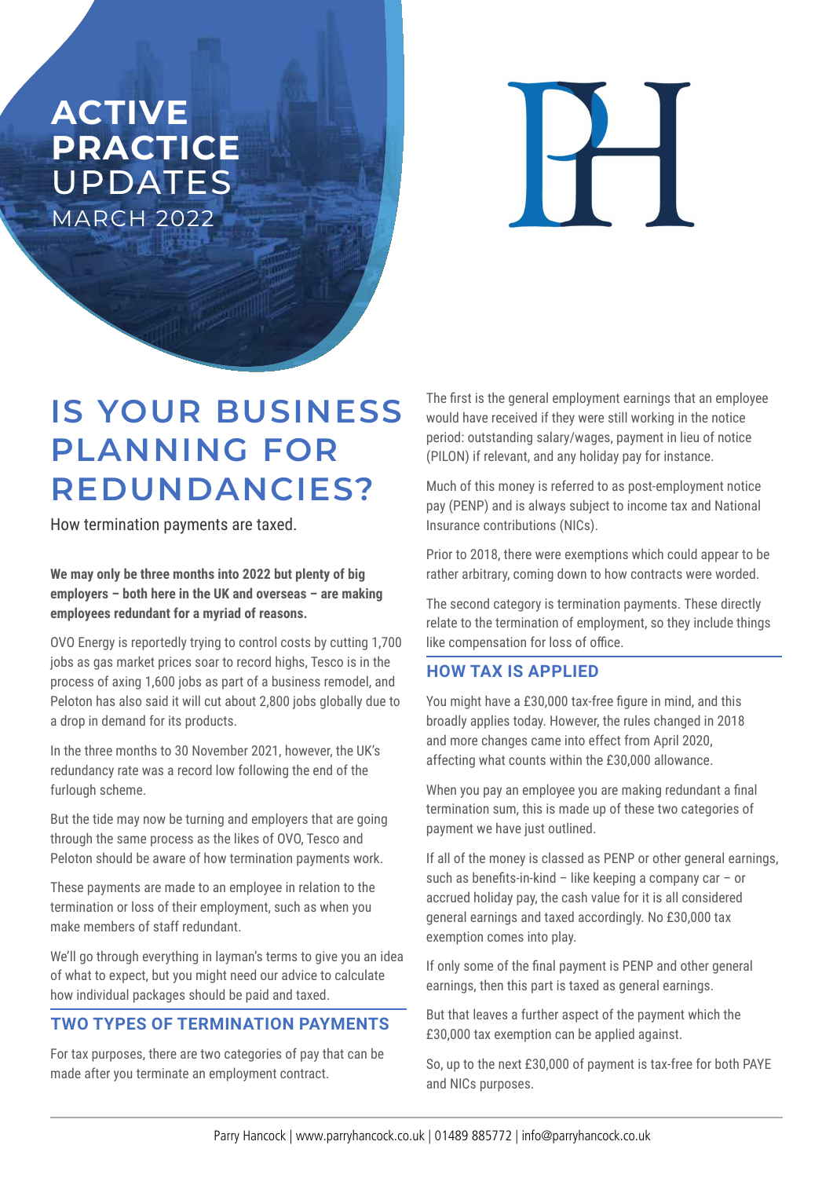# ACTIVE PRACTICE UPDATES

MARCH 2022

## IS YOUR BUSINESS PLANNING FOR REDUNDANCIES?

How termination payments are taxed.

**We may only be three months into 2022 but plenty of big employers – both here in the UK and overseas – are making employees redundant for a myriad of reasons.**

OVO Energy is reportedly trying to control costs by cutting 1,700 jobs as gas market prices soar to record highs, Tesco is in the process of axing 1,600 jobs as part of a business remodel, and Peloton has also said it will cut about 2,800 jobs globally due to a drop in demand for its products.

In the three months to 30 November 2021, however, the UK's redundancy rate was a record low following the end of the furlough scheme.

But the tide may now be turning and employers that are going through the same process as the likes of OVO, Tesco and Peloton should be aware of how termination payments work.

These payments are made to an employee in relation to the termination or loss of their employment, such as when you make members of staff redundant.

We'll go through everything in layman's terms to give you an idea of what to expect, but you might need our advice to calculate how individual packages should be paid and taxed.

### TWO TYPES OF TERMINATION PAYMENTS

For tax purposes, there are two categories of pay that can be made after you terminate an employment contract.

The first is the general employment earnings that an employee would have received if they were still working in the notice period: outstanding salary/wages, payment in lieu of notice (PILON) if relevant, and any holiday pay for instance.

Much of this money is referred to as post-employment notice pay (PENP) and is always subject to income tax and National Insurance contributions (NICs).

Prior to 2018, there were exemptions which could appear to be rather arbitrary, coming down to how contracts were worded.

The second category is termination payments. These directly relate to the termination of employment, so they include things like compensation for loss of office.

### HOW TAX IS APPLIED

You might have a £30,000 tax-free figure in mind, and this broadly applies today. However, the rules changed in 2018 and more changes came into effect from April 2020, affecting what counts within the £30,000 allowance.

When you pay an employee you are making redundant a final termination sum, this is made up of these two categories of payment we have just outlined.

If all of the money is classed as PENP or other general earnings, such as benefits-in-kind – like keeping a company car – or accrued holiday pay, the cash value for it is all considered general earnings and taxed accordingly. No £30,000 tax exemption comes into play.

If only some of the final payment is PENP and other general earnings, then this part is taxed as general earnings.

But that leaves a further aspect of the payment which the £30,000 tax exemption can be applied against.

So, up to the next £30,000 of payment is tax-free for both PAYE and NICs purposes.

Parry Hancock | www.parryhancock.co.uk | 01489 885772 | info@parryhancock.co.uk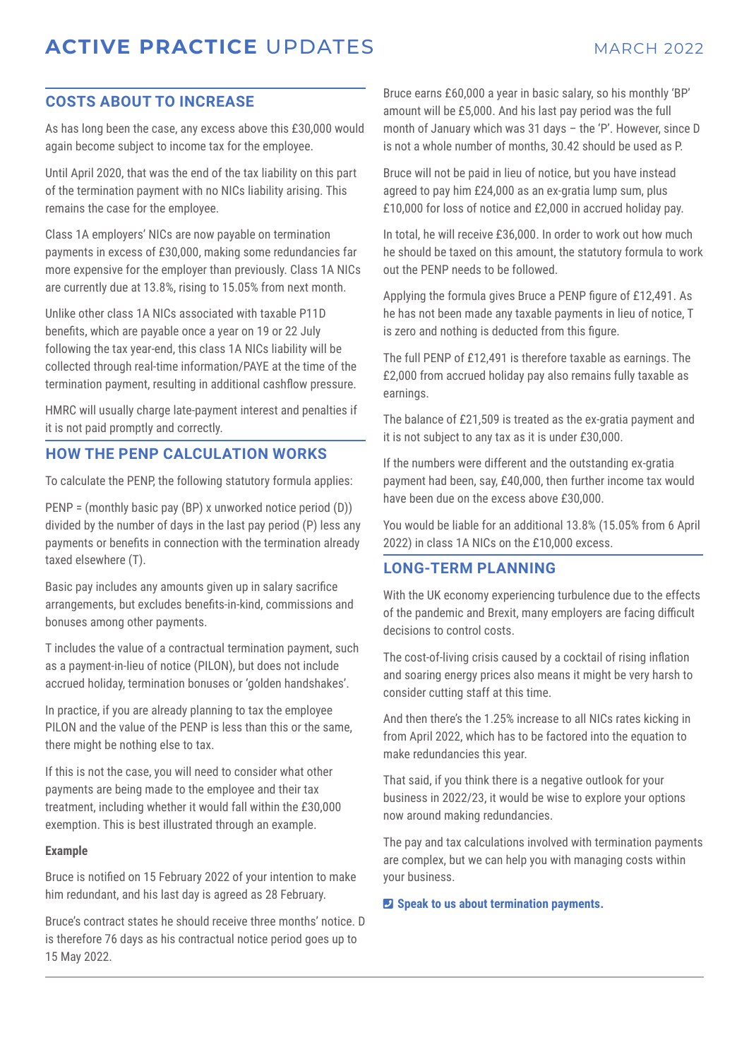## COSTS ABOUT TO INCREASE

As has long been the case, any excess above this £30,000 would again become subject to income tax for the employee.

Until April 2020, that was the end of the tax liability on this part of the termination payment with no NICs liability arising. This remains the case for the employee.

Class 1A employers' NICs are now payable on termination payments in excess of £30,000, making some redundancies far more expensive for the employer than previously. Class 1A NICs are currently due at 13.8%, rising to 15.05% from next month.

Unlike other class 1A NICs associated with taxable P11D benefits, which are payable once a year on 19 or 22 July following the tax year-end, this class 1A NICs liability will be collected through real-time information/PAYE at the time of the termination payment, resulting in additional cashflow pressure.

HMRC will usually charge late-payment interest and penalties if it is not paid promptly and correctly.

## HOW THE PENP CALCULATION WORKS

To calculate the PENP, the following statutory formula applies:

PENP = (monthly basic pay (BP) x unworked notice period (D)) divided by the number of days in the last pay period (P) less any payments or benefits in connection with the termination already taxed elsewhere (T).

Basic pay includes any amounts given up in salary sacrifice arrangements, but excludes benefits-in-kind, commissions and bonuses among other payments.

T includes the value of a contractual termination payment, such as a payment-in-lieu of notice (PILON), but does not include accrued holiday, termination bonuses or 'golden handshakes'.

In practice, if you are already planning to tax the employee PILON and the value of the PENP is less than this or the same, there might be nothing else to tax.

If this is not the case, you will need to consider what other payments are being made to the employee and their tax treatment, including whether it would fall within the £30,000 exemption. This is best illustrated through an example.

**Example**

Bruce is notified on 15 February 2022 of your intention to make him redundant, and his last day is agreed as 28 February.

Bruce's contract states he should receive three months' notice. D is therefore 76 days as his contractual notice period goes up to 15 May 2022.

Bruce earns £60,000 a year in basic salary, so his monthly 'BP' amount will be £5,000. And his last pay period was the full month of January which was 31 days – the 'P'. However, since D is not a whole number of months, 30.42 should be used as P.

Bruce will not be paid in lieu of notice, but you have instead agreed to pay him £24,000 as an ex-gratia lump sum, plus £10,000 for loss of notice and £2,000 in accrued holiday pay.

In total, he will receive £36,000. In order to work out how much he should be taxed on this amount, the statutory formula to work out the PENP needs to be followed.

Applying the formula gives Bruce a PENP figure of £12,491. As he has not been made any taxable payments in lieu of notice, T is zero and nothing is deducted from this figure.

The full PENP of £12,491 is therefore taxable as earnings. The £2,000 from accrued holiday pay also remains fully taxable as earnings.

The balance of £21,509 is treated as the ex-gratia payment and it is not subject to any tax as it is under £30,000.

If the numbers were different and the outstanding ex-gratia payment had been, say, £40,000, then further income tax would have been due on the excess above £30,000.

You would be liable for an additional 13.8% (15.05% from 6 April 2022) in class 1A NICs on the £10,000 excess.

## LONG-TERM PLANNING

With the UK economy experiencing turbulence due to the effects of the pandemic and Brexit, many employers are facing difficult decisions to control costs.

The cost-of-living crisis caused by a cocktail of rising inflation and soaring energy prices also means it might be very harsh to consider cutting staff at this time.

And then there's the 1.25% increase to all NICs rates kicking in from April 2022, which has to be factored into the equation to make redundancies this year.

That said, if you think there is a negative outlook for your business in 2022/23, it would be wise to explore your options now around making redundancies.

The pay and tax calculations involved with termination payments are complex, but we can help you with managing costs within your business.

**Speak to us about termination payments.**